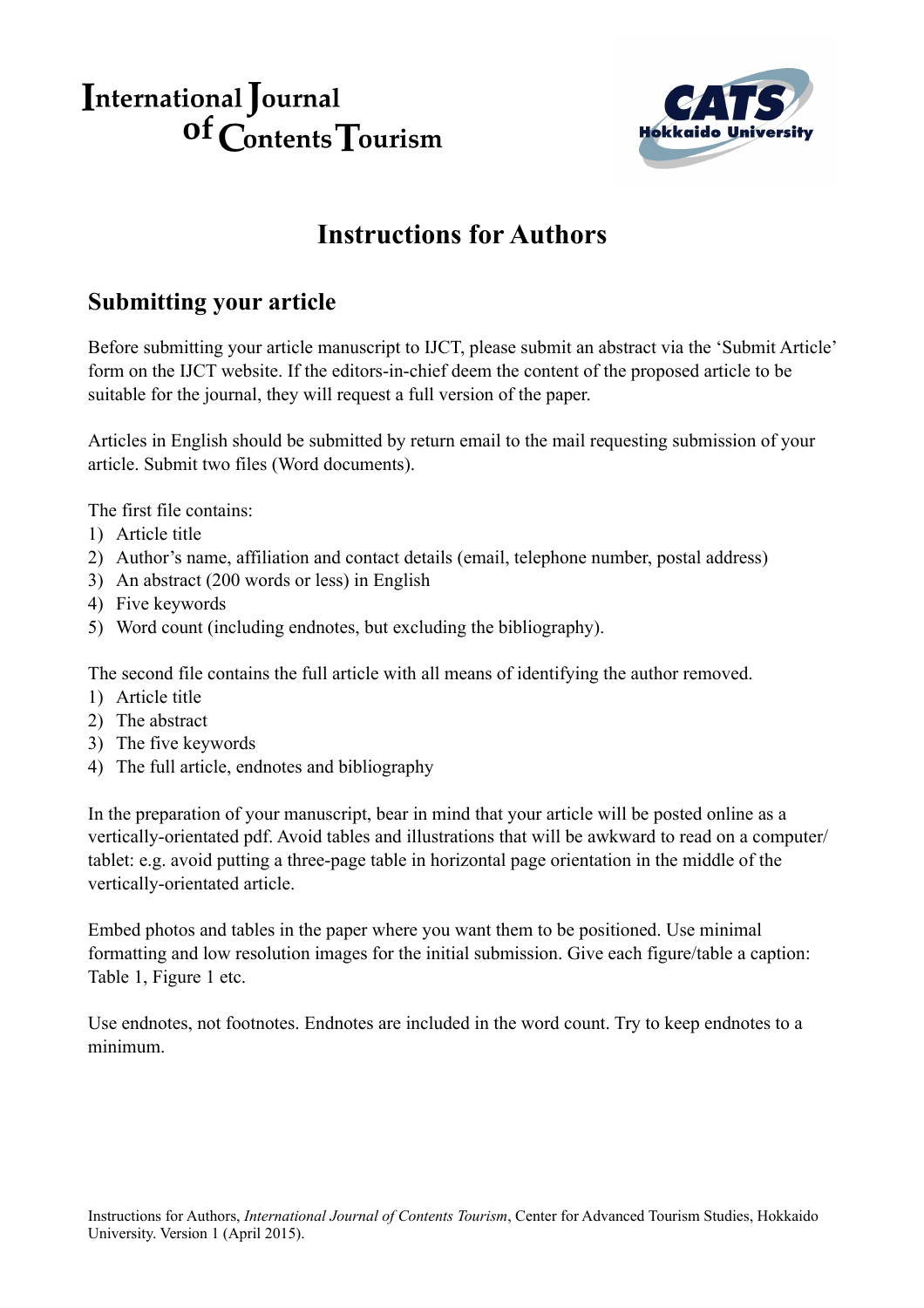International Journal of Contents Tourism

CATS Hokkaido University

# Instructions for Authors

## Submitting your article

Before submitting your article manuscript to IJCT, please submit an abstract via the 'Submit Article' form on the IJCT website. If the editors-in-chief deem the content of the proposed article to be suitable for the journal, they will request a full version of the paper.

Articles in English should be submitted by return email to the mail requesting submission of your article. Submit two files (Word documents).

The first file contains:

1) Article title
2) Author's name, affiliation and contact details (email, telephone number, postal address)
3) An abstract (200 words or less) in English
4) Five keywords
5) Word count (including endnotes, but excluding the bibliography).

The second file contains the full article with all means of identifying the author removed.

1) Article title
2) The abstract
3) The five keywords
4) The full article, endnotes and bibliography

In the preparation of your manuscript, bear in mind that your article will be posted online as a vertically-orientated pdf. Avoid tables and illustrations that will be awkward to read on a computer/tablet: e.g. avoid putting a three-page table in horizontal page orientation in the middle of the vertically-orientated article.

Embed photos and tables in the paper where you want them to be positioned. Use minimal formatting and low resolution images for the initial submission. Give each figure/table a caption: Table 1, Figure 1 etc.

Use endnotes, not footnotes. Endnotes are included in the word count. Try to keep endnotes to a minimum.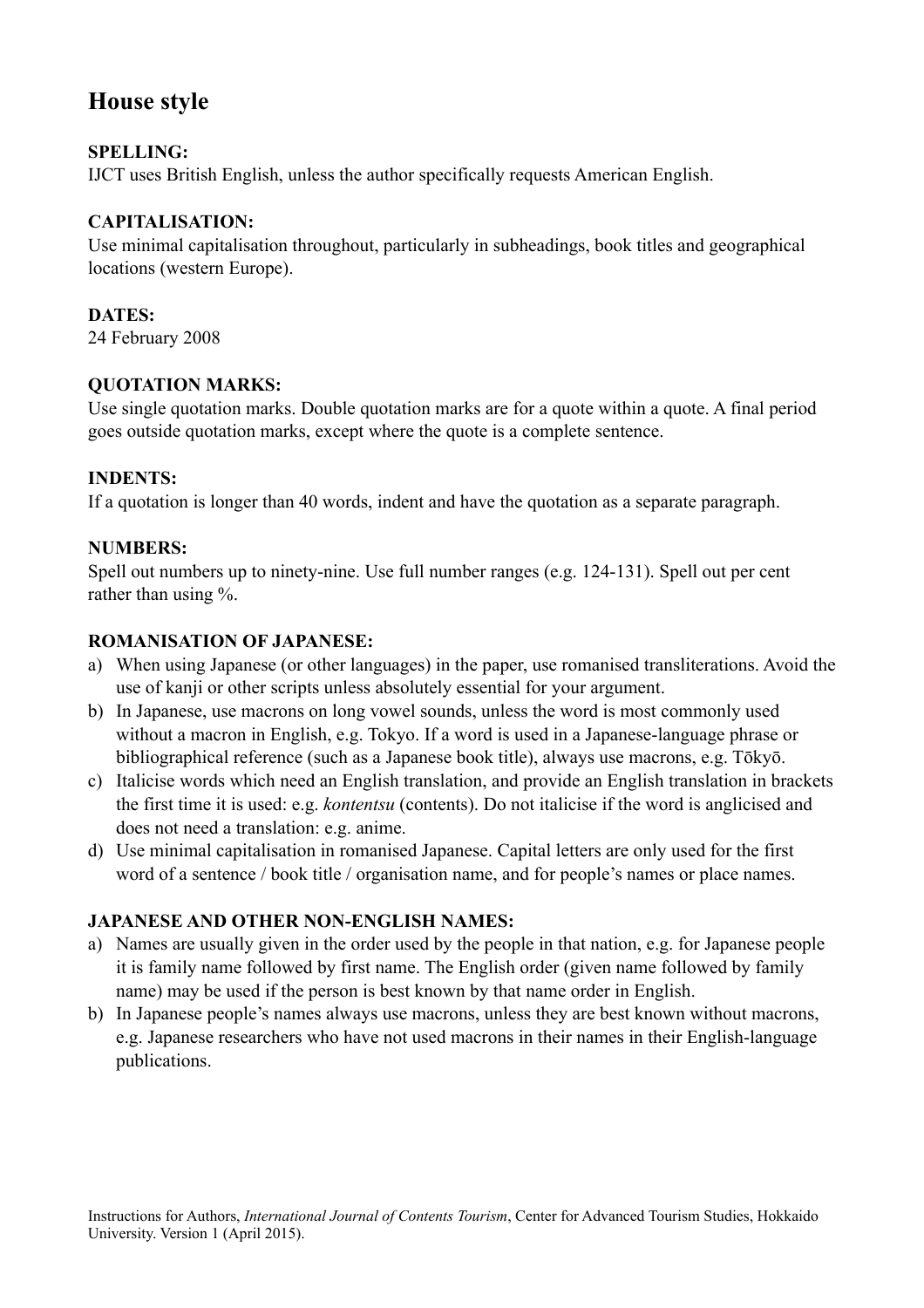## House style

**SPELLING:**
IJCT uses British English, unless the author specifically requests American English.

**CAPITALISATION:**
Use minimal capitalisation throughout, particularly in subheadings, book titles and geographical locations (western Europe).

**DATES:**
24 February 2008

**QUOTATION MARKS:**
Use single quotation marks. Double quotation marks are for a quote within a quote. A final period goes outside quotation marks, except where the quote is a complete sentence.

**INDENTS:**
If a quotation is longer than 40 words, indent and have the quotation as a separate paragraph.

**NUMBERS:**
Spell out numbers up to ninety-nine. Use full number ranges (e.g. 124-131). Spell out per cent rather than using %.

**ROMANISATION OF JAPANESE:**

a) When using Japanese (or other languages) in the paper, use romanised transliterations. Avoid the use of kanji or other scripts unless absolutely essential for your argument.
b) In Japanese, use macrons on long vowel sounds, unless the word is most commonly used without a macron in English, e.g. Tokyo. If a word is used in a Japanese-language phrase or bibliographical reference (such as a Japanese book title), always use macrons, e.g. Tōkyō.
c) Italicise words which need an English translation, and provide an English translation in brackets the first time it is used: e.g. *kontentsu* (contents). Do not italicise if the word is anglicised and does not need a translation: e.g. anime.
d) Use minimal capitalisation in romanised Japanese. Capital letters are only used for the first word of a sentence / book title / organisation name, and for people's names or place names.

**JAPANESE AND OTHER NON-ENGLISH NAMES:**

a) Names are usually given in the order used by the people in that nation, e.g. for Japanese people it is family name followed by first name. The English order (given name followed by family name) may be used if the person is best known by that name order in English.
b) In Japanese people's names always use macrons, unless they are best known without macrons, e.g. Japanese researchers who have not used macrons in their names in their English-language publications.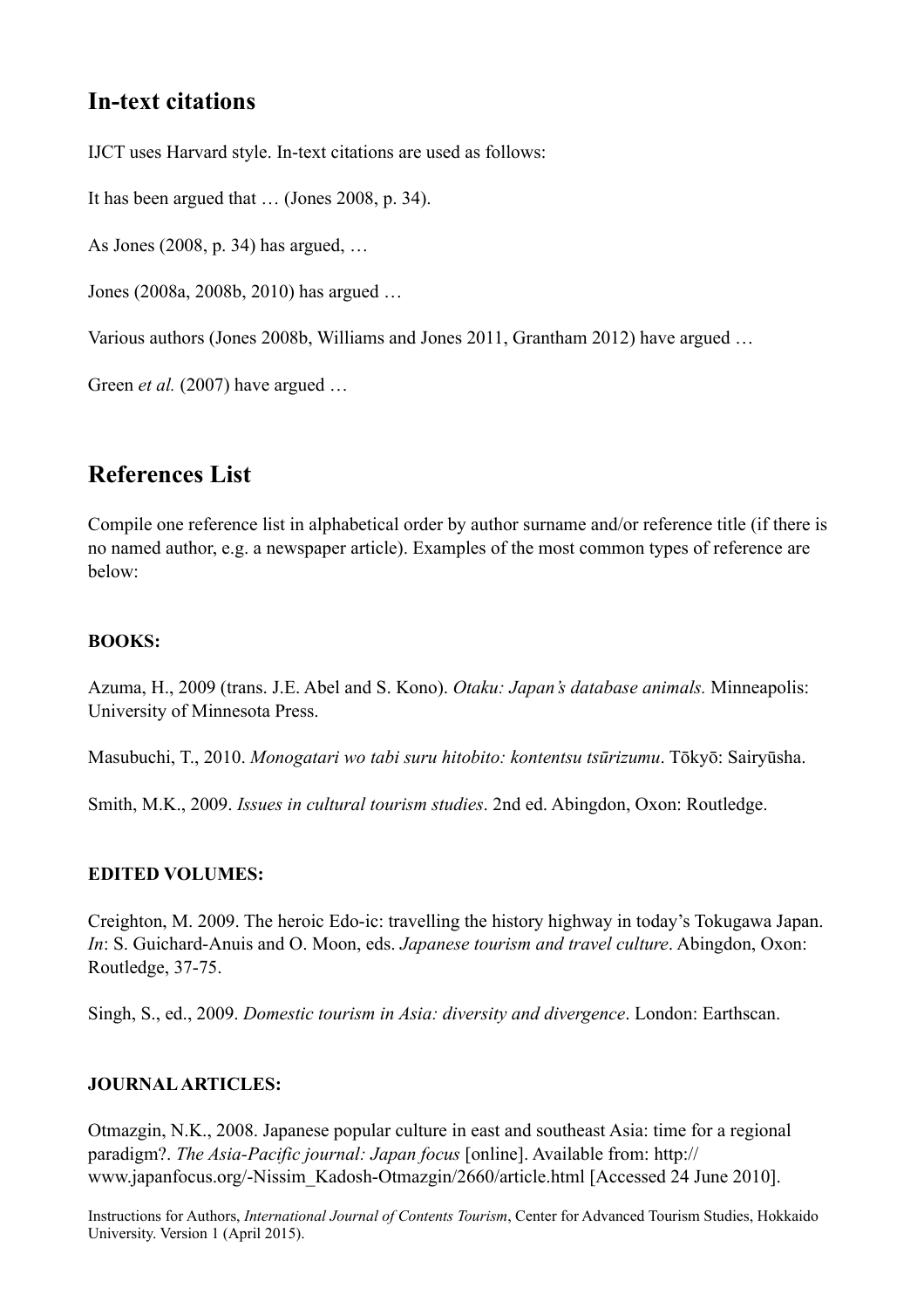## In-text citations

IJCT uses Harvard style. In-text citations are used as follows:

It has been argued that … (Jones 2008, p. 34).

As Jones (2008, p. 34) has argued, …

Jones (2008a, 2008b, 2010) has argued …

Various authors (Jones 2008b, Williams and Jones 2011, Grantham 2012) have argued …

Green *et al.* (2007) have argued …

## References List

Compile one reference list in alphabetical order by author surname and/or reference title (if there is no named author, e.g. a newspaper article). Examples of the most common types of reference are below:

**BOOKS:**

Azuma, H., 2009 (trans. J.E. Abel and S. Kono). *Otaku: Japan's database animals.* Minneapolis: University of Minnesota Press.

Masubuchi, T., 2010. *Monogatari wo tabi suru hitobito: kontentsu tsūrizumu*. Tōkyō: Sairyūsha.

Smith, M.K., 2009. *Issues in cultural tourism studies*. 2nd ed. Abingdon, Oxon: Routledge.

**EDITED VOLUMES:**

Creighton, M. 2009. The heroic Edo-ic: travelling the history highway in today's Tokugawa Japan. *In*: S. Guichard-Anuis and O. Moon, eds. *Japanese tourism and travel culture*. Abingdon, Oxon: Routledge, 37-75.

Singh, S., ed., 2009. *Domestic tourism in Asia: diversity and divergence*. London: Earthscan.

**JOURNAL ARTICLES:**

Otmazgin, N.K., 2008. Japanese popular culture in east and southeast Asia: time for a regional paradigm?. *The Asia-Pacific journal: Japan focus* [online]. Available from: http://www.japanfocus.org/-Nissim_Kadosh-Otmazgin/2660/article.html [Accessed 24 June 2010].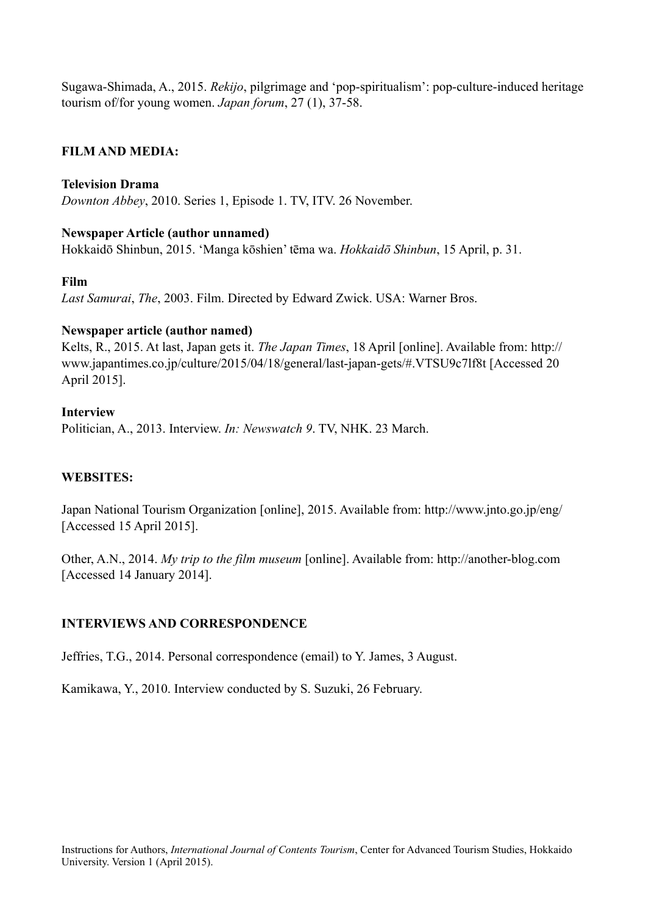Sugawa-Shimada, A., 2015. *Rekijo*, pilgrimage and 'pop-spiritualism': pop-culture-induced heritage tourism of/for young women. *Japan forum*, 27 (1), 37-58.

## FILM AND MEDIA:

**Television Drama**

*Downton Abbey*, 2010. Series 1, Episode 1. TV, ITV. 26 November.

**Newspaper Article (author unnamed)**

Hokkaidō Shinbun, 2015. 'Manga kōshien' tēma wa. *Hokkaidō Shinbun*, 15 April, p. 31.

**Film**

*Last Samurai*, *The*, 2003. Film. Directed by Edward Zwick. USA: Warner Bros.

**Newspaper article (author named)**

Kelts, R., 2015. At last, Japan gets it. *The Japan Times*, 18 April [online]. Available from: http://www.japantimes.co.jp/culture/2015/04/18/general/last-japan-gets/#.VTSU9c7lf8t [Accessed 20 April 2015].

**Interview**

Politician, A., 2013. Interview. *In: Newswatch 9*. TV, NHK. 23 March.

## WEBSITES:

Japan National Tourism Organization [online], 2015. Available from: http://www.jnto.go.jp/eng/ [Accessed 15 April 2015].

Other, A.N., 2014. *My trip to the film museum* [online]. Available from: http://another-blog.com [Accessed 14 January 2014].

## INTERVIEWS AND CORRESPONDENCE

Jeffries, T.G., 2014. Personal correspondence (email) to Y. James, 3 August.

Kamikawa, Y., 2010. Interview conducted by S. Suzuki, 26 February.